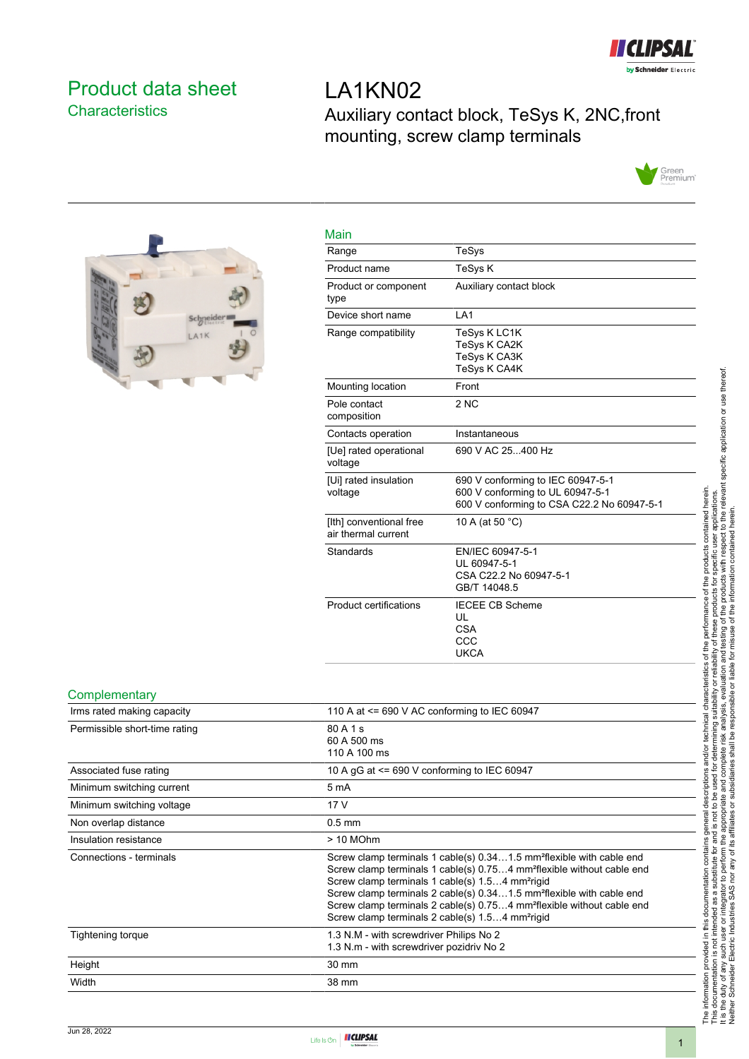# Product data sheet

## Characteristics

# LA1KN02

Auxiliary contact block, TeSys K, 2NC,front mounting, screw clamp terminals

## Main

| | |
|---|---|
| Range | TeSys |
| Product name | TeSys K |
| Product or component type | Auxiliary contact block |
| Device short name | LA1 |
| Range compatibility | TeSys K LC1K<br>TeSys K CA2K<br>TeSys K CA3K<br>TeSys K CA4K |
| Mounting location | Front |
| Pole contact composition | 2 NC |
| Contacts operation | Instantaneous |
| [Ue] rated operational voltage | 690 V AC 25...400 Hz |
| [Ui] rated insulation voltage | 690 V conforming to IEC 60947-5-1<br>600 V conforming to UL 60947-5-1<br>600 V conforming to CSA C22.2 No 60947-5-1 |
| [Ith] conventional free air thermal current | 10 A (at 50 °C) |
| Standards | EN/IEC 60947-5-1<br>UL 60947-5-1<br>CSA C22.2 No 60947-5-1<br>GB/T 14048.5 |
| Product certifications | IECEE CB Scheme<br>UL<br>CSA<br>CCC<br>UKCA |

## Complementary

| | |
|---|---|
| Irms rated making capacity | 110 A at <= 690 V AC conforming to IEC 60947 |
| Permissible short-time rating | 80 A 1 s<br>60 A 500 ms<br>110 A 100 ms |
| Associated fuse rating | 10 A gG at <= 690 V conforming to IEC 60947 |
| Minimum switching current | 5 mA |
| Minimum switching voltage | 17 V |
| Non overlap distance | 0.5 mm |
| Insulation resistance | > 10 MOhm |
| Connections - terminals | Screw clamp terminals 1 cable(s) 0.34…1.5 mm²flexible with cable end<br>Screw clamp terminals 1 cable(s) 0.75…4 mm²flexible without cable end<br>Screw clamp terminals 1 cable(s) 1.5…4 mm²rigid<br>Screw clamp terminals 2 cable(s) 0.34…1.5 mm²flexible with cable end<br>Screw clamp terminals 2 cable(s) 0.75…4 mm²flexible without cable end<br>Screw clamp terminals 2 cable(s) 1.5…4 mm²rigid |
| Tightening torque | 1.3 N.M - with screwdriver Philips No 2<br>1.3 N.m - with screwdriver pozidriv No 2 |
| Height | 30 mm |
| Width | 38 mm |

The information provided in this documentation contains general descriptions and/or technical characteristics of the performance of the products contained herein. This documentation is not intended as a substitute for and is not to be used for determining suitability or reliability of these products for specific user applications. It is the duty of any such user or integrator to perform the appropriate and complete risk analysis, evaluation and testing of the products with respect to the relevant specific application or use thereof. Neither Schneider Electric Industries SAS nor any of its affiliates or subsidiaries shall be responsible or liable for misuse of the information contained herein.

Jun 28, 2022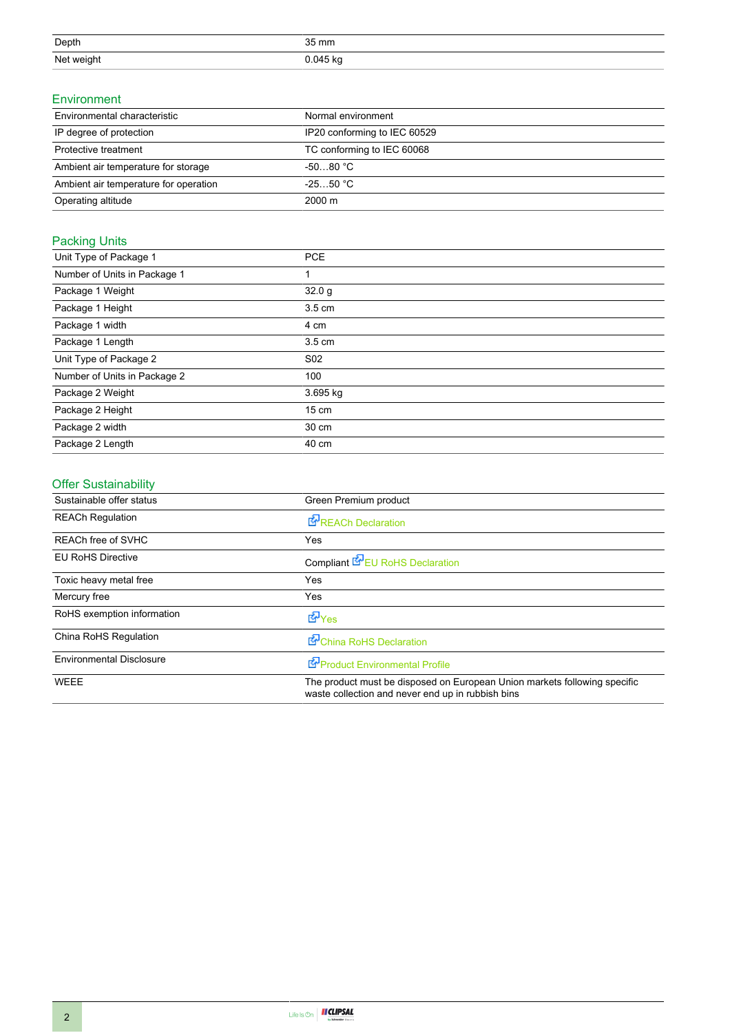| | |
|---|---|
| Depth | 35 mm |
| Net weight | 0.045 kg |

## Environment

| | |
|---|---|
| Environmental characteristic | Normal environment |
| IP degree of protection | IP20 conforming to IEC 60529 |
| Protective treatment | TC conforming to IEC 60068 |
| Ambient air temperature for storage | -50…80 °C |
| Ambient air temperature for operation | -25…50 °C |
| Operating altitude | 2000 m |

## Packing Units

| | |
|---|---|
| Unit Type of Package 1 | PCE |
| Number of Units in Package 1 | 1 |
| Package 1 Weight | 32.0 g |
| Package 1 Height | 3.5 cm |
| Package 1 width | 4 cm |
| Package 1 Length | 3.5 cm |
| Unit Type of Package 2 | S02 |
| Number of Units in Package 2 | 100 |
| Package 2 Weight | 3.695 kg |
| Package 2 Height | 15 cm |
| Package 2 width | 30 cm |
| Package 2 Length | 40 cm |

## Offer Sustainability

| | |
|---|---|
| Sustainable offer status | Green Premium product |
| REACh Regulation | REACh Declaration |
| REACh free of SVHC | Yes |
| EU RoHS Directive | Compliant EU RoHS Declaration |
| Toxic heavy metal free | Yes |
| Mercury free | Yes |
| RoHS exemption information | Yes |
| China RoHS Regulation | China RoHS Declaration |
| Environmental Disclosure | Product Environmental Profile |
| WEEE | The product must be disposed on European Union markets following specific waste collection and never end up in rubbish bins |